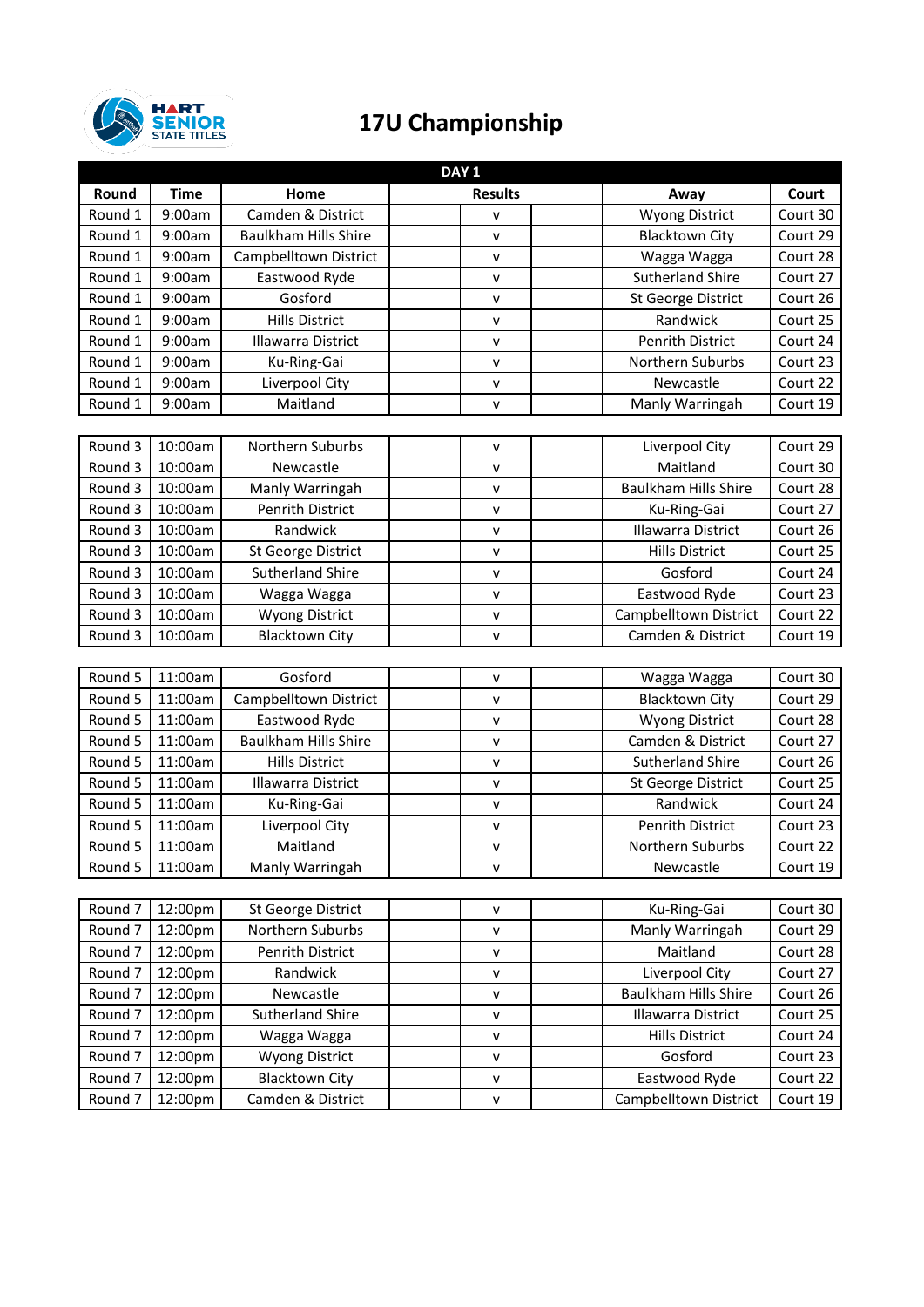HART SENIOR STATE TITLES

# 17U Championship

| DAY 1 | | | | | | | |
|---|---|---|---|---|---|---|---|
| Round | Time | Home | Results | | | Away | Court |
| Round 1 | 9:00am | Camden & District | | v | | Wyong District | Court 30 |
| Round 1 | 9:00am | Baulkham Hills Shire | | v | | Blacktown City | Court 29 |
| Round 1 | 9:00am | Campbelltown District | | v | | Wagga Wagga | Court 28 |
| Round 1 | 9:00am | Eastwood Ryde | | v | | Sutherland Shire | Court 27 |
| Round 1 | 9:00am | Gosford | | v | | St George District | Court 26 |
| Round 1 | 9:00am | Hills District | | v | | Randwick | Court 25 |
| Round 1 | 9:00am | Illawarra District | | v | | Penrith District | Court 24 |
| Round 1 | 9:00am | Ku-Ring-Gai | | v | | Northern Suburbs | Court 23 |
| Round 1 | 9:00am | Liverpool City | | v | | Newcastle | Court 22 |
| Round 1 | 9:00am | Maitland | | v | | Manly Warringah | Court 19 |
| | | | | | | | |
| Round 3 | 10:00am | Northern Suburbs | | v | | Liverpool City | Court 29 |
| Round 3 | 10:00am | Newcastle | | v | | Maitland | Court 30 |
| Round 3 | 10:00am | Manly Warringah | | v | | Baulkham Hills Shire | Court 28 |
| Round 3 | 10:00am | Penrith District | | v | | Ku-Ring-Gai | Court 27 |
| Round 3 | 10:00am | Randwick | | v | | Illawarra District | Court 26 |
| Round 3 | 10:00am | St George District | | v | | Hills District | Court 25 |
| Round 3 | 10:00am | Sutherland Shire | | v | | Gosford | Court 24 |
| Round 3 | 10:00am | Wagga Wagga | | v | | Eastwood Ryde | Court 23 |
| Round 3 | 10:00am | Wyong District | | v | | Campbelltown District | Court 22 |
| Round 3 | 10:00am | Blacktown City | | v | | Camden & District | Court 19 |
| | | | | | | | |
| Round 5 | 11:00am | Gosford | | v | | Wagga Wagga | Court 30 |
| Round 5 | 11:00am | Campbelltown District | | v | | Blacktown City | Court 29 |
| Round 5 | 11:00am | Eastwood Ryde | | v | | Wyong District | Court 28 |
| Round 5 | 11:00am | Baulkham Hills Shire | | v | | Camden & District | Court 27 |
| Round 5 | 11:00am | Hills District | | v | | Sutherland Shire | Court 26 |
| Round 5 | 11:00am | Illawarra District | | v | | St George District | Court 25 |
| Round 5 | 11:00am | Ku-Ring-Gai | | v | | Randwick | Court 24 |
| Round 5 | 11:00am | Liverpool City | | v | | Penrith District | Court 23 |
| Round 5 | 11:00am | Maitland | | v | | Northern Suburbs | Court 22 |
| Round 5 | 11:00am | Manly Warringah | | v | | Newcastle | Court 19 |
| | | | | | | | |
| Round 7 | 12:00pm | St George District | | v | | Ku-Ring-Gai | Court 30 |
| Round 7 | 12:00pm | Northern Suburbs | | v | | Manly Warringah | Court 29 |
| Round 7 | 12:00pm | Penrith District | | v | | Maitland | Court 28 |
| Round 7 | 12:00pm | Randwick | | v | | Liverpool City | Court 27 |
| Round 7 | 12:00pm | Newcastle | | v | | Baulkham Hills Shire | Court 26 |
| Round 7 | 12:00pm | Sutherland Shire | | v | | Illawarra District | Court 25 |
| Round 7 | 12:00pm | Wagga Wagga | | v | | Hills District | Court 24 |
| Round 7 | 12:00pm | Wyong District | | v | | Gosford | Court 23 |
| Round 7 | 12:00pm | Blacktown City | | v | | Eastwood Ryde | Court 22 |
| Round 7 | 12:00pm | Camden & District | | v | | Campbelltown District | Court 19 |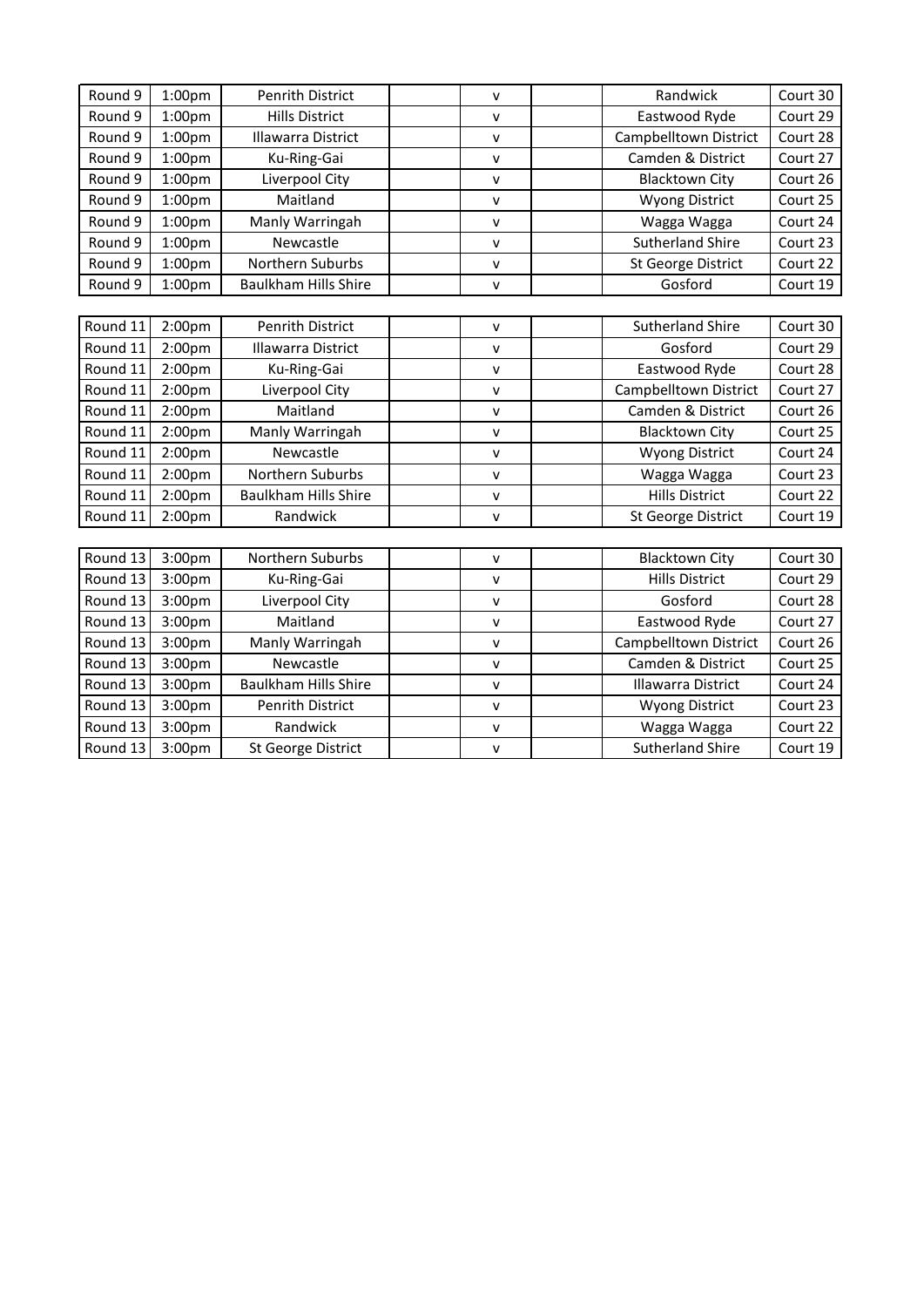| | | | | | | | |
|---|---|---|---|---|---|---|---|
| Round 9 | 1:00pm | Penrith District | | v | | Randwick | Court 30 |
| Round 9 | 1:00pm | Hills District | | v | | Eastwood Ryde | Court 29 |
| Round 9 | 1:00pm | Illawarra District | | v | | Campbelltown District | Court 28 |
| Round 9 | 1:00pm | Ku-Ring-Gai | | v | | Camden & District | Court 27 |
| Round 9 | 1:00pm | Liverpool City | | v | | Blacktown City | Court 26 |
| Round 9 | 1:00pm | Maitland | | v | | Wyong District | Court 25 |
| Round 9 | 1:00pm | Manly Warringah | | v | | Wagga Wagga | Court 24 |
| Round 9 | 1:00pm | Newcastle | | v | | Sutherland Shire | Court 23 |
| Round 9 | 1:00pm | Northern Suburbs | | v | | St George District | Court 22 |
| Round 9 | 1:00pm | Baulkham Hills Shire | | v | | Gosford | Court 19 |

| | | | | | | | |
|---|---|---|---|---|---|---|---|
| Round 11 | 2:00pm | Penrith District | | v | | Sutherland Shire | Court 30 |
| Round 11 | 2:00pm | Illawarra District | | v | | Gosford | Court 29 |
| Round 11 | 2:00pm | Ku-Ring-Gai | | v | | Eastwood Ryde | Court 28 |
| Round 11 | 2:00pm | Liverpool City | | v | | Campbelltown District | Court 27 |
| Round 11 | 2:00pm | Maitland | | v | | Camden & District | Court 26 |
| Round 11 | 2:00pm | Manly Warringah | | v | | Blacktown City | Court 25 |
| Round 11 | 2:00pm | Newcastle | | v | | Wyong District | Court 24 |
| Round 11 | 2:00pm | Northern Suburbs | | v | | Wagga Wagga | Court 23 |
| Round 11 | 2:00pm | Baulkham Hills Shire | | v | | Hills District | Court 22 |
| Round 11 | 2:00pm | Randwick | | v | | St George District | Court 19 |

| | | | | | | | |
|---|---|---|---|---|---|---|---|
| Round 13 | 3:00pm | Northern Suburbs | | v | | Blacktown City | Court 30 |
| Round 13 | 3:00pm | Ku-Ring-Gai | | v | | Hills District | Court 29 |
| Round 13 | 3:00pm | Liverpool City | | v | | Gosford | Court 28 |
| Round 13 | 3:00pm | Maitland | | v | | Eastwood Ryde | Court 27 |
| Round 13 | 3:00pm | Manly Warringah | | v | | Campbelltown District | Court 26 |
| Round 13 | 3:00pm | Newcastle | | v | | Camden & District | Court 25 |
| Round 13 | 3:00pm | Baulkham Hills Shire | | v | | Illawarra District | Court 24 |
| Round 13 | 3:00pm | Penrith District | | v | | Wyong District | Court 23 |
| Round 13 | 3:00pm | Randwick | | v | | Wagga Wagga | Court 22 |
| Round 13 | 3:00pm | St George District | | v | | Sutherland Shire | Court 19 |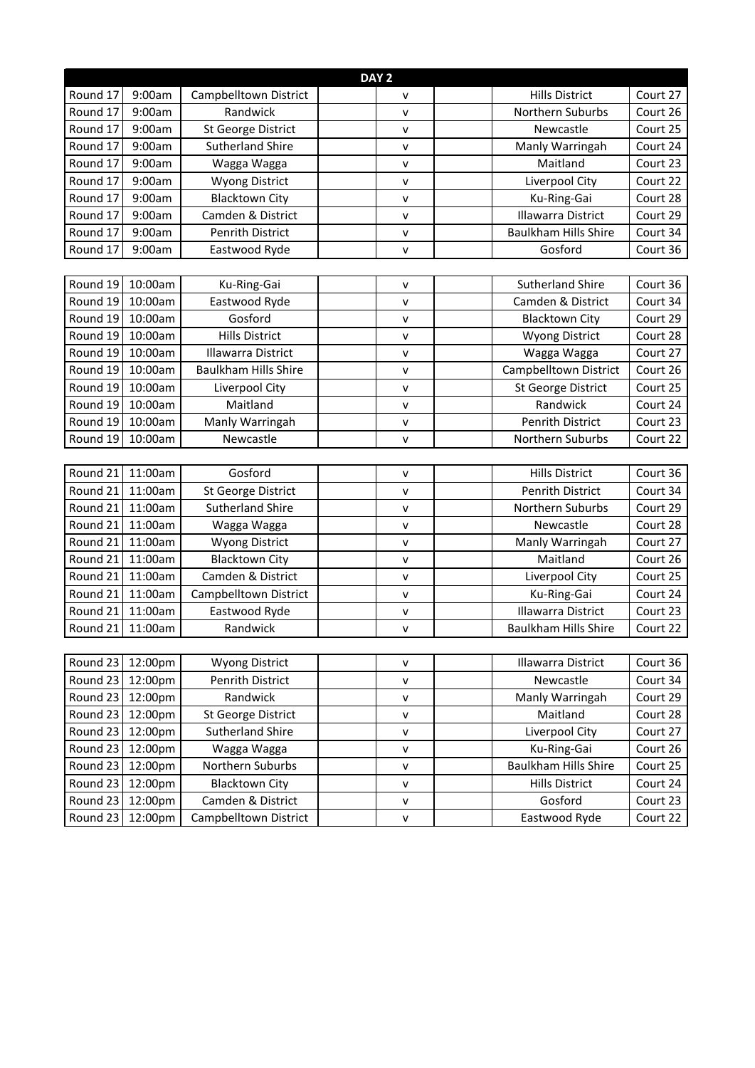| DAY 2 | | | | | | | |
|---|---|---|---|---|---|---|---|
| Round 17 | 9:00am | Campbelltown District | | v | | Hills District | Court 27 |
| Round 17 | 9:00am | Randwick | | v | | Northern Suburbs | Court 26 |
| Round 17 | 9:00am | St George District | | v | | Newcastle | Court 25 |
| Round 17 | 9:00am | Sutherland Shire | | v | | Manly Warringah | Court 24 |
| Round 17 | 9:00am | Wagga Wagga | | v | | Maitland | Court 23 |
| Round 17 | 9:00am | Wyong District | | v | | Liverpool City | Court 22 |
| Round 17 | 9:00am | Blacktown City | | v | | Ku-Ring-Gai | Court 28 |
| Round 17 | 9:00am | Camden & District | | v | | Illawarra District | Court 29 |
| Round 17 | 9:00am | Penrith District | | v | | Baulkham Hills Shire | Court 34 |
| Round 17 | 9:00am | Eastwood Ryde | | v | | Gosford | Court 36 |

| | | | | | | | |
|---|---|---|---|---|---|---|---|
| Round 19 | 10:00am | Ku-Ring-Gai | | v | | Sutherland Shire | Court 36 |
| Round 19 | 10:00am | Eastwood Ryde | | v | | Camden & District | Court 34 |
| Round 19 | 10:00am | Gosford | | v | | Blacktown City | Court 29 |
| Round 19 | 10:00am | Hills District | | v | | Wyong District | Court 28 |
| Round 19 | 10:00am | Illawarra District | | v | | Wagga Wagga | Court 27 |
| Round 19 | 10:00am | Baulkham Hills Shire | | v | | Campbelltown District | Court 26 |
| Round 19 | 10:00am | Liverpool City | | v | | St George District | Court 25 |
| Round 19 | 10:00am | Maitland | | v | | Randwick | Court 24 |
| Round 19 | 10:00am | Manly Warringah | | v | | Penrith District | Court 23 |
| Round 19 | 10:00am | Newcastle | | v | | Northern Suburbs | Court 22 |

| | | | | | | | |
|---|---|---|---|---|---|---|---|
| Round 21 | 11:00am | Gosford | | v | | Hills District | Court 36 |
| Round 21 | 11:00am | St George District | | v | | Penrith District | Court 34 |
| Round 21 | 11:00am | Sutherland Shire | | v | | Northern Suburbs | Court 29 |
| Round 21 | 11:00am | Wagga Wagga | | v | | Newcastle | Court 28 |
| Round 21 | 11:00am | Wyong District | | v | | Manly Warringah | Court 27 |
| Round 21 | 11:00am | Blacktown City | | v | | Maitland | Court 26 |
| Round 21 | 11:00am | Camden & District | | v | | Liverpool City | Court 25 |
| Round 21 | 11:00am | Campbelltown District | | v | | Ku-Ring-Gai | Court 24 |
| Round 21 | 11:00am | Eastwood Ryde | | v | | Illawarra District | Court 23 |
| Round 21 | 11:00am | Randwick | | v | | Baulkham Hills Shire | Court 22 |

| | | | | | | | |
|---|---|---|---|---|---|---|---|
| Round 23 | 12:00pm | Wyong District | | v | | Illawarra District | Court 36 |
| Round 23 | 12:00pm | Penrith District | | v | | Newcastle | Court 34 |
| Round 23 | 12:00pm | Randwick | | v | | Manly Warringah | Court 29 |
| Round 23 | 12:00pm | St George District | | v | | Maitland | Court 28 |
| Round 23 | 12:00pm | Sutherland Shire | | v | | Liverpool City | Court 27 |
| Round 23 | 12:00pm | Wagga Wagga | | v | | Ku-Ring-Gai | Court 26 |
| Round 23 | 12:00pm | Northern Suburbs | | v | | Baulkham Hills Shire | Court 25 |
| Round 23 | 12:00pm | Blacktown City | | v | | Hills District | Court 24 |
| Round 23 | 12:00pm | Camden & District | | v | | Gosford | Court 23 |
| Round 23 | 12:00pm | Campbelltown District | | v | | Eastwood Ryde | Court 22 |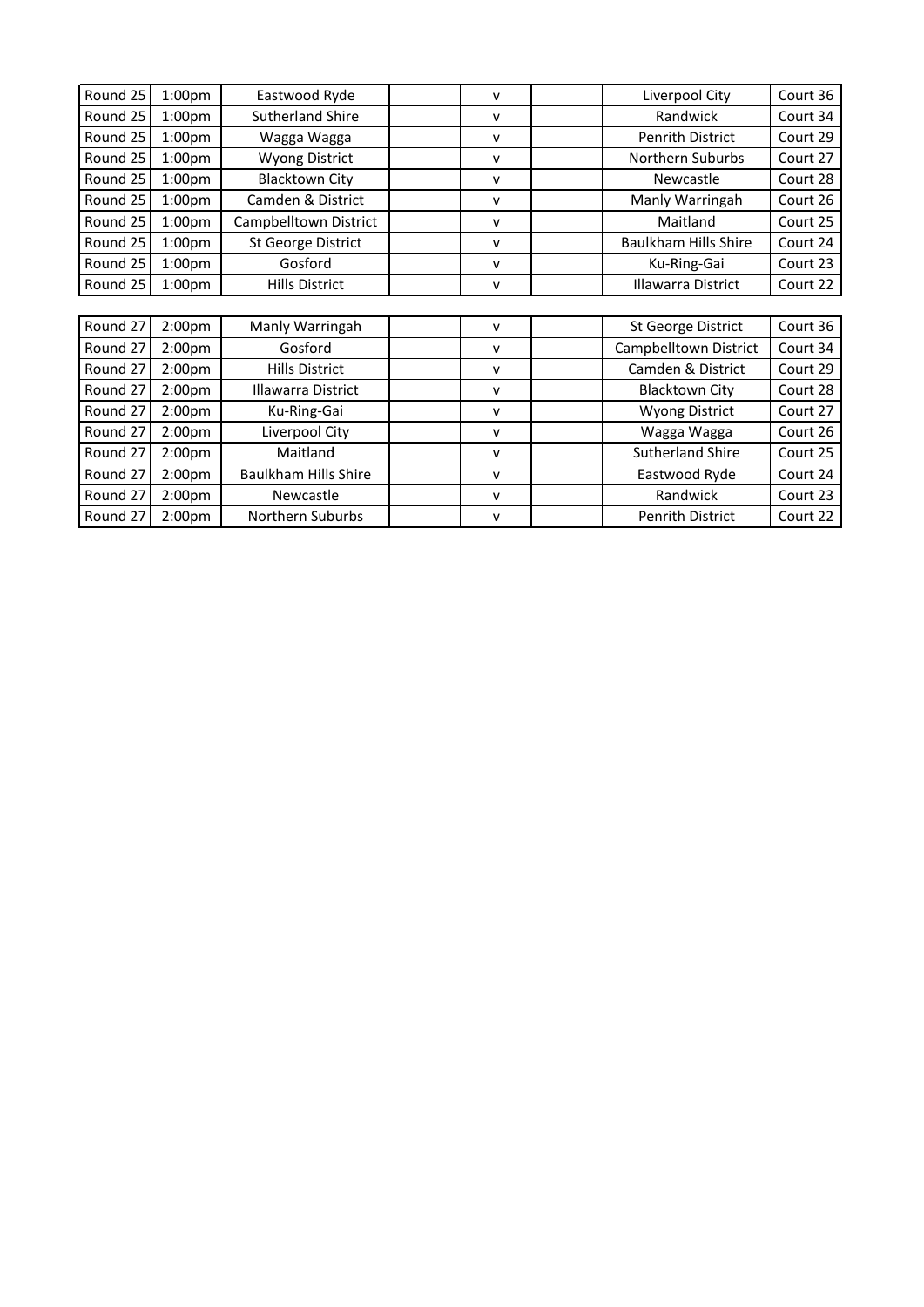| | | | | | | | |
|---|---|---|---|---|---|---|---|
| Round 25 | 1:00pm | Eastwood Ryde | | v | | Liverpool City | Court 36 |
| Round 25 | 1:00pm | Sutherland Shire | | v | | Randwick | Court 34 |
| Round 25 | 1:00pm | Wagga Wagga | | v | | Penrith District | Court 29 |
| Round 25 | 1:00pm | Wyong District | | v | | Northern Suburbs | Court 27 |
| Round 25 | 1:00pm | Blacktown City | | v | | Newcastle | Court 28 |
| Round 25 | 1:00pm | Camden & District | | v | | Manly Warringah | Court 26 |
| Round 25 | 1:00pm | Campbelltown District | | v | | Maitland | Court 25 |
| Round 25 | 1:00pm | St George District | | v | | Baulkham Hills Shire | Court 24 |
| Round 25 | 1:00pm | Gosford | | v | | Ku-Ring-Gai | Court 23 |
| Round 25 | 1:00pm | Hills District | | v | | Illawarra District | Court 22 |

| | | | | | | | |
|---|---|---|---|---|---|---|---|
| Round 27 | 2:00pm | Manly Warringah | | v | | St George District | Court 36 |
| Round 27 | 2:00pm | Gosford | | v | | Campbelltown District | Court 34 |
| Round 27 | 2:00pm | Hills District | | v | | Camden & District | Court 29 |
| Round 27 | 2:00pm | Illawarra District | | v | | Blacktown City | Court 28 |
| Round 27 | 2:00pm | Ku-Ring-Gai | | v | | Wyong District | Court 27 |
| Round 27 | 2:00pm | Liverpool City | | v | | Wagga Wagga | Court 26 |
| Round 27 | 2:00pm | Maitland | | v | | Sutherland Shire | Court 25 |
| Round 27 | 2:00pm | Baulkham Hills Shire | | v | | Eastwood Ryde | Court 24 |
| Round 27 | 2:00pm | Newcastle | | v | | Randwick | Court 23 |
| Round 27 | 2:00pm | Northern Suburbs | | v | | Penrith District | Court 22 |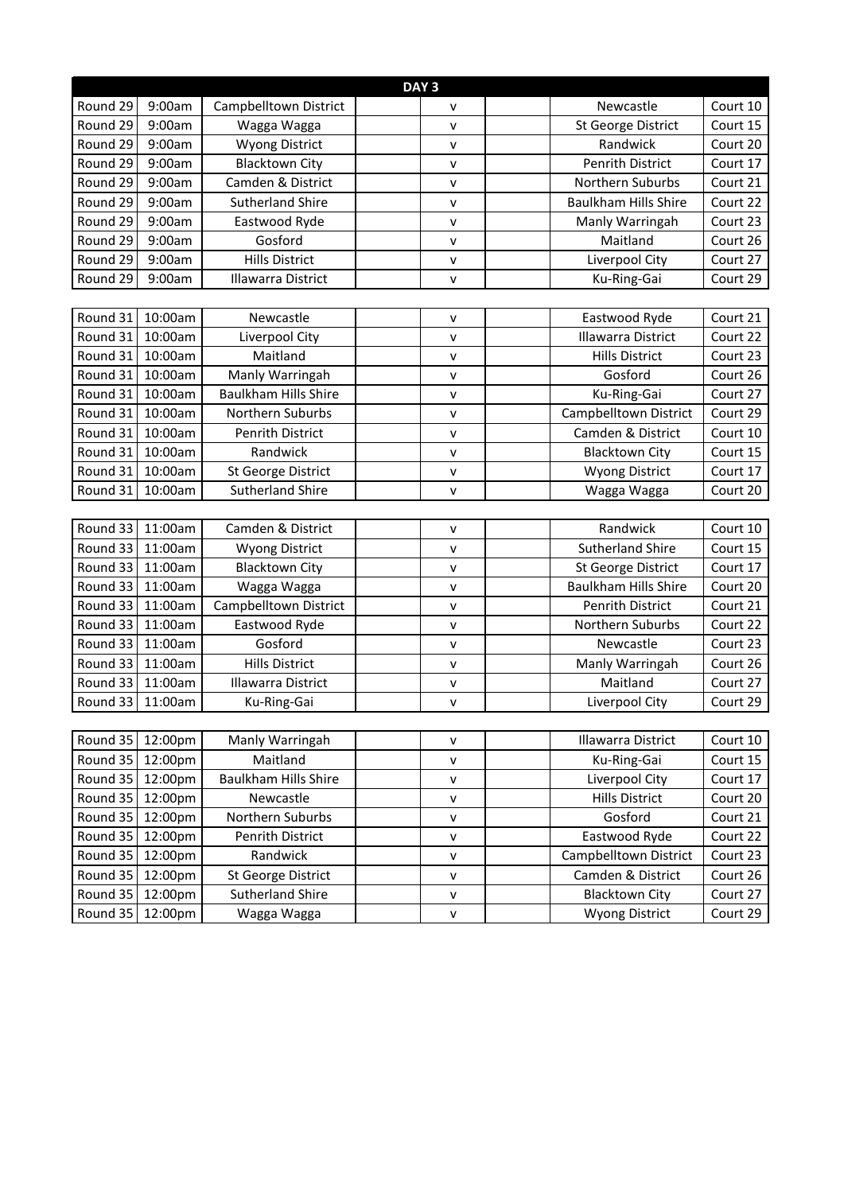| DAY 3 | | | | | | | |
|---|---|---|---|---|---|---|---|
| Round 29 | 9:00am | Campbelltown District | | v | | Newcastle | Court 10 |
| Round 29 | 9:00am | Wagga Wagga | | v | | St George District | Court 15 |
| Round 29 | 9:00am | Wyong District | | v | | Randwick | Court 20 |
| Round 29 | 9:00am | Blacktown City | | v | | Penrith District | Court 17 |
| Round 29 | 9:00am | Camden & District | | v | | Northern Suburbs | Court 21 |
| Round 29 | 9:00am | Sutherland Shire | | v | | Baulkham Hills Shire | Court 22 |
| Round 29 | 9:00am | Eastwood Ryde | | v | | Manly Warringah | Court 23 |
| Round 29 | 9:00am | Gosford | | v | | Maitland | Court 26 |
| Round 29 | 9:00am | Hills District | | v | | Liverpool City | Court 27 |
| Round 29 | 9:00am | Illawarra District | | v | | Ku-Ring-Gai | Court 29 |
| | | | | | | | |
| Round 31 | 10:00am | Newcastle | | v | | Eastwood Ryde | Court 21 |
| Round 31 | 10:00am | Liverpool City | | v | | Illawarra District | Court 22 |
| Round 31 | 10:00am | Maitland | | v | | Hills District | Court 23 |
| Round 31 | 10:00am | Manly Warringah | | v | | Gosford | Court 26 |
| Round 31 | 10:00am | Baulkham Hills Shire | | v | | Ku-Ring-Gai | Court 27 |
| Round 31 | 10:00am | Northern Suburbs | | v | | Campbelltown District | Court 29 |
| Round 31 | 10:00am | Penrith District | | v | | Camden & District | Court 10 |
| Round 31 | 10:00am | Randwick | | v | | Blacktown City | Court 15 |
| Round 31 | 10:00am | St George District | | v | | Wyong District | Court 17 |
| Round 31 | 10:00am | Sutherland Shire | | v | | Wagga Wagga | Court 20 |
| | | | | | | | |
| Round 33 | 11:00am | Camden & District | | v | | Randwick | Court 10 |
| Round 33 | 11:00am | Wyong District | | v | | Sutherland Shire | Court 15 |
| Round 33 | 11:00am | Blacktown City | | v | | St George District | Court 17 |
| Round 33 | 11:00am | Wagga Wagga | | v | | Baulkham Hills Shire | Court 20 |
| Round 33 | 11:00am | Campbelltown District | | v | | Penrith District | Court 21 |
| Round 33 | 11:00am | Eastwood Ryde | | v | | Northern Suburbs | Court 22 |
| Round 33 | 11:00am | Gosford | | v | | Newcastle | Court 23 |
| Round 33 | 11:00am | Hills District | | v | | Manly Warringah | Court 26 |
| Round 33 | 11:00am | Illawarra District | | v | | Maitland | Court 27 |
| Round 33 | 11:00am | Ku-Ring-Gai | | v | | Liverpool City | Court 29 |
| | | | | | | | |
| Round 35 | 12:00pm | Manly Warringah | | v | | Illawarra District | Court 10 |
| Round 35 | 12:00pm | Maitland | | v | | Ku-Ring-Gai | Court 15 |
| Round 35 | 12:00pm | Baulkham Hills Shire | | v | | Liverpool City | Court 17 |
| Round 35 | 12:00pm | Newcastle | | v | | Hills District | Court 20 |
| Round 35 | 12:00pm | Northern Suburbs | | v | | Gosford | Court 21 |
| Round 35 | 12:00pm | Penrith District | | v | | Eastwood Ryde | Court 22 |
| Round 35 | 12:00pm | Randwick | | v | | Campbelltown District | Court 23 |
| Round 35 | 12:00pm | St George District | | v | | Camden & District | Court 26 |
| Round 35 | 12:00pm | Sutherland Shire | | v | | Blacktown City | Court 27 |
| Round 35 | 12:00pm | Wagga Wagga | | v | | Wyong District | Court 29 |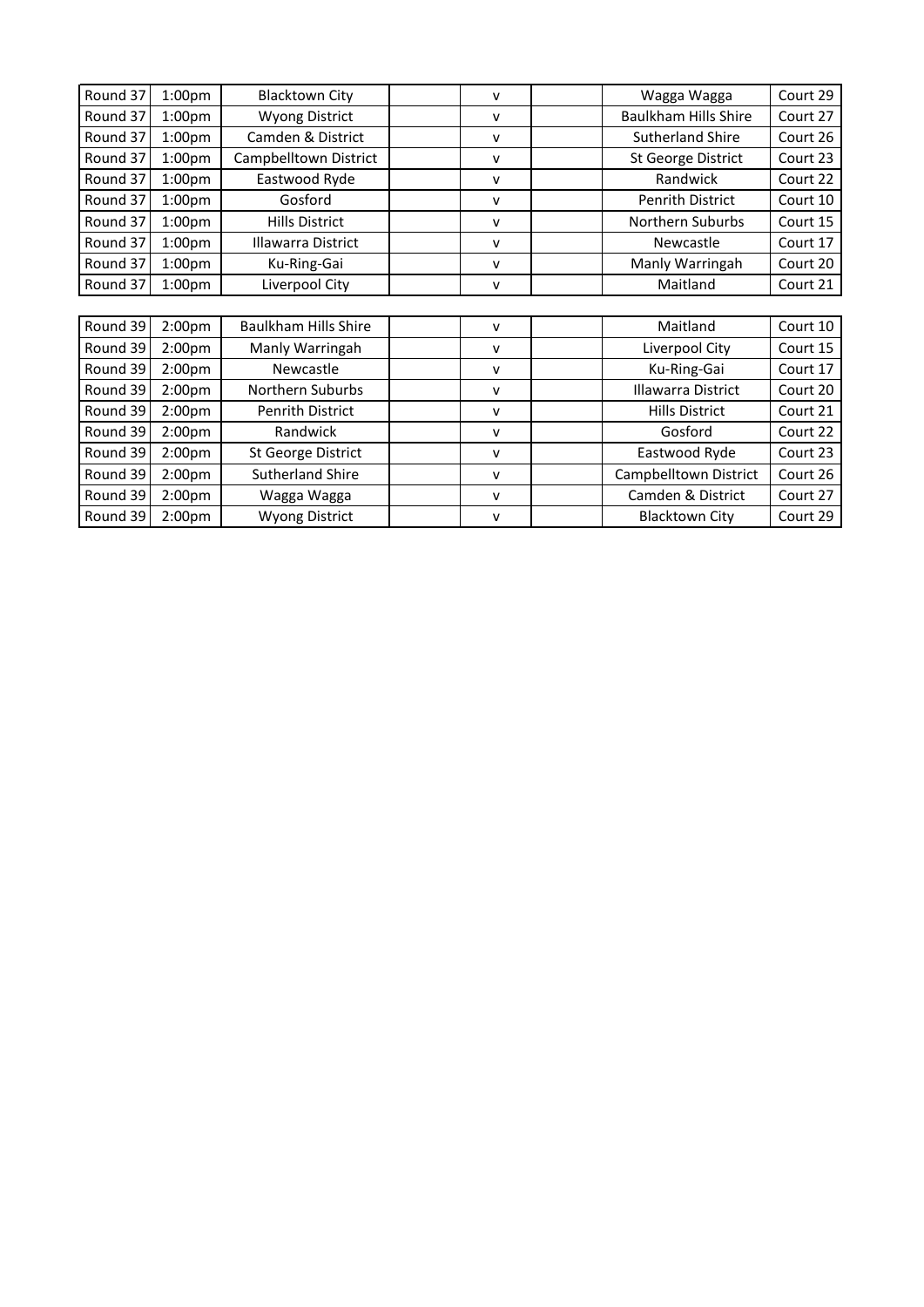| | | | | | | | |
|---|---|---|---|---|---|---|---|
| Round 37 | 1:00pm | Blacktown City | | v | | Wagga Wagga | Court 29 |
| Round 37 | 1:00pm | Wyong District | | v | | Baulkham Hills Shire | Court 27 |
| Round 37 | 1:00pm | Camden & District | | v | | Sutherland Shire | Court 26 |
| Round 37 | 1:00pm | Campbelltown District | | v | | St George District | Court 23 |
| Round 37 | 1:00pm | Eastwood Ryde | | v | | Randwick | Court 22 |
| Round 37 | 1:00pm | Gosford | | v | | Penrith District | Court 10 |
| Round 37 | 1:00pm | Hills District | | v | | Northern Suburbs | Court 15 |
| Round 37 | 1:00pm | Illawarra District | | v | | Newcastle | Court 17 |
| Round 37 | 1:00pm | Ku-Ring-Gai | | v | | Manly Warringah | Court 20 |
| Round 37 | 1:00pm | Liverpool City | | v | | Maitland | Court 21 |

| | | | | | | | |
|---|---|---|---|---|---|---|---|
| Round 39 | 2:00pm | Baulkham Hills Shire | | v | | Maitland | Court 10 |
| Round 39 | 2:00pm | Manly Warringah | | v | | Liverpool City | Court 15 |
| Round 39 | 2:00pm | Newcastle | | v | | Ku-Ring-Gai | Court 17 |
| Round 39 | 2:00pm | Northern Suburbs | | v | | Illawarra District | Court 20 |
| Round 39 | 2:00pm | Penrith District | | v | | Hills District | Court 21 |
| Round 39 | 2:00pm | Randwick | | v | | Gosford | Court 22 |
| Round 39 | 2:00pm | St George District | | v | | Eastwood Ryde | Court 23 |
| Round 39 | 2:00pm | Sutherland Shire | | v | | Campbelltown District | Court 26 |
| Round 39 | 2:00pm | Wagga Wagga | | v | | Camden & District | Court 27 |
| Round 39 | 2:00pm | Wyong District | | v | | Blacktown City | Court 29 |